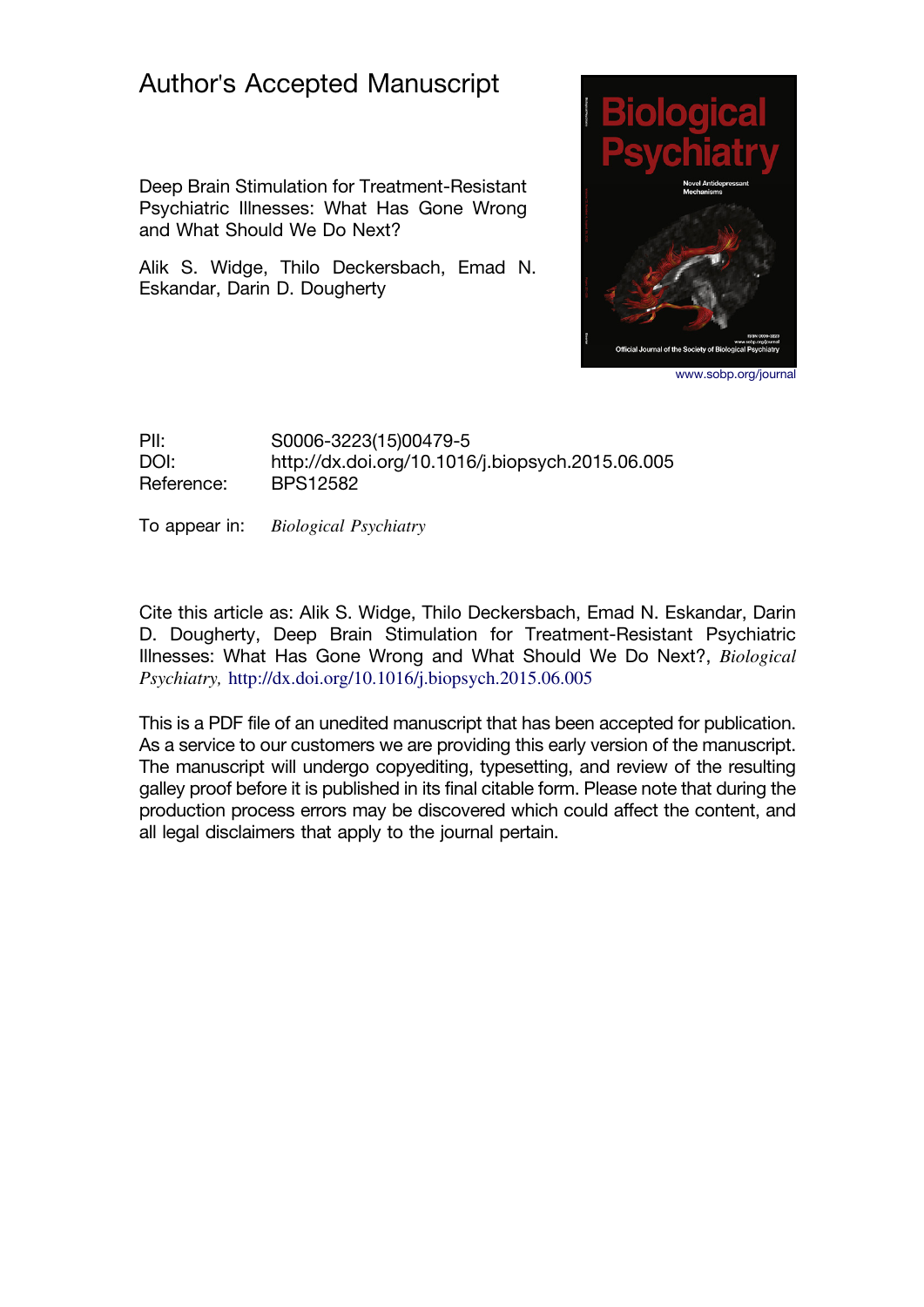# Author's Accepted Manuscript

Deep Brain Stimulation for Treatment-Resistant Psychiatric Illnesses: What Has Gone Wrong and What Should We Do Next?

Alik S. Widge, Thilo Deckersbach, Emad N. Eskandar, Darin D. Dougherty

www.sobp.org/journal

PII: S0006-3223(15)00479-5
DOI: http://dx.doi.org/10.1016/j.biopsych.2015.06.005
Reference: BPS12582

To appear in: *Biological Psychiatry*

Cite this article as: Alik S. Widge, Thilo Deckersbach, Emad N. Eskandar, Darin D. Dougherty, Deep Brain Stimulation for Treatment-Resistant Psychiatric Illnesses: What Has Gone Wrong and What Should We Do Next?, *Biological Psychiatry*, http://dx.doi.org/10.1016/j.biopsych.2015.06.005

This is a PDF file of an unedited manuscript that has been accepted for publication. As a service to our customers we are providing this early version of the manuscript. The manuscript will undergo copyediting, typesetting, and review of the resulting galley proof before it is published in its final citable form. Please note that during the production process errors may be discovered which could affect the content, and all legal disclaimers that apply to the journal pertain.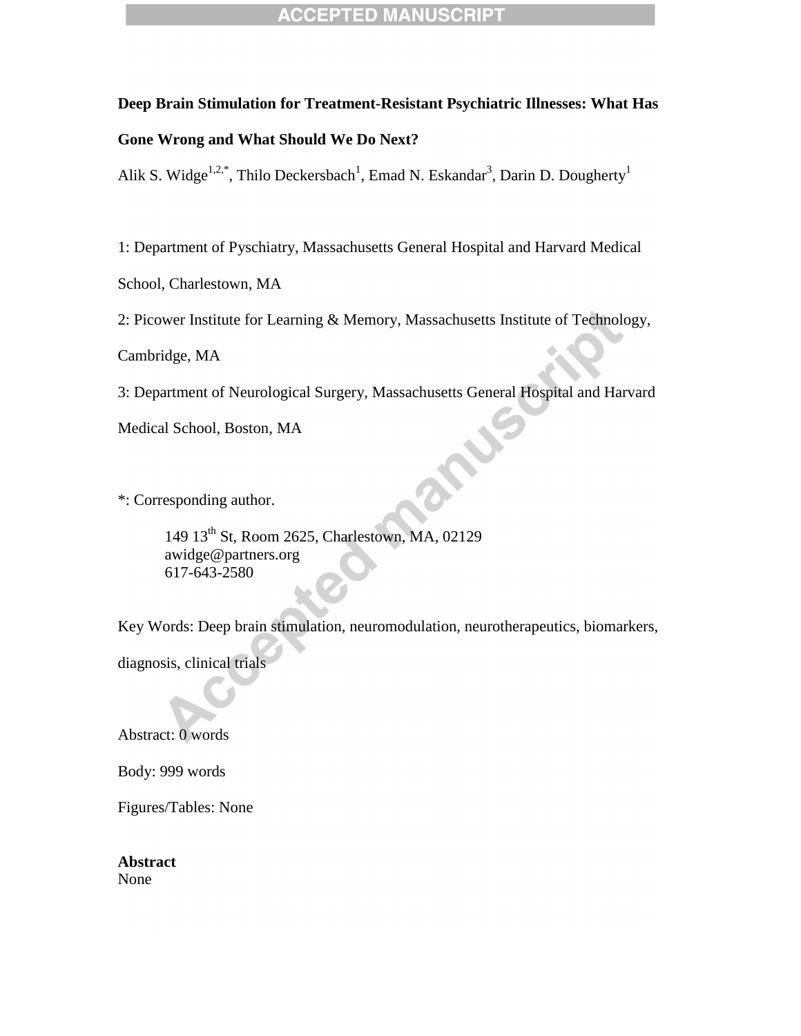**Deep Brain Stimulation for Treatment-Resistant Psychiatric Illnesses: What Has Gone Wrong and What Should We Do Next?**

Alik S. Widge[1,2,*], Thilo Deckersbach[1], Emad N. Eskandar[3], Darin D. Dougherty[1]

1: Department of Pyschiatry, Massachusetts General Hospital and Harvard Medical School, Charlestown, MA

2: Picower Institute for Learning & Memory, Massachusetts Institute of Technology, Cambridge, MA

3: Department of Neurological Surgery, Massachusetts General Hospital and Harvard Medical School, Boston, MA

*: Corresponding author.

149 13th St, Room 2625, Charlestown, MA, 02129
awidge@partners.org
617-643-2580

Key Words: Deep brain stimulation, neuromodulation, neurotherapeutics, biomarkers, diagnosis, clinical trials

Abstract: 0 words

Body: 999 words

Figures/Tables: None

**Abstract**
None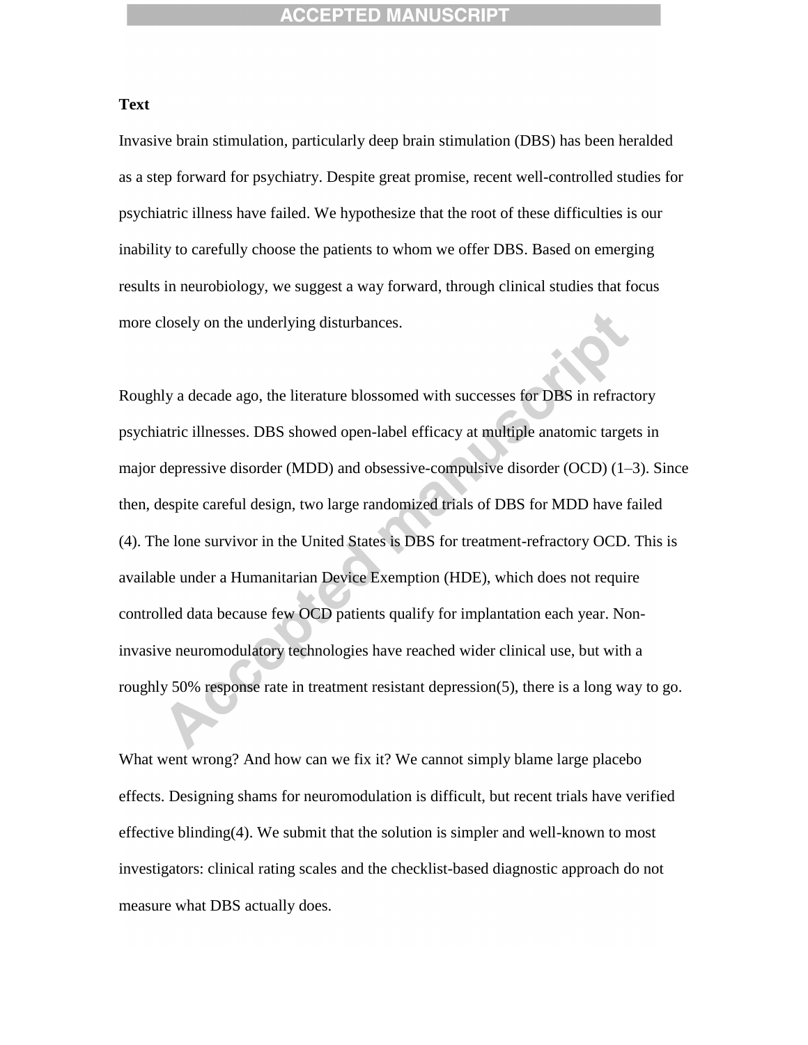**Text**

Invasive brain stimulation, particularly deep brain stimulation (DBS) has been heralded as a step forward for psychiatry. Despite great promise, recent well-controlled studies for psychiatric illness have failed. We hypothesize that the root of these difficulties is our inability to carefully choose the patients to whom we offer DBS. Based on emerging results in neurobiology, we suggest a way forward, through clinical studies that focus more closely on the underlying disturbances.

Roughly a decade ago, the literature blossomed with successes for DBS in refractory psychiatric illnesses. DBS showed open-label efficacy at multiple anatomic targets in major depressive disorder (MDD) and obsessive-compulsive disorder (OCD) (1–3). Since then, despite careful design, two large randomized trials of DBS for MDD have failed (4). The lone survivor in the United States is DBS for treatment-refractory OCD. This is available under a Humanitarian Device Exemption (HDE), which does not require controlled data because few OCD patients qualify for implantation each year. Non-invasive neuromodulatory technologies have reached wider clinical use, but with a roughly 50% response rate in treatment resistant depression(5), there is a long way to go.

What went wrong? And how can we fix it? We cannot simply blame large placebo effects. Designing shams for neuromodulation is difficult, but recent trials have verified effective blinding(4). We submit that the solution is simpler and well-known to most investigators: clinical rating scales and the checklist-based diagnostic approach do not measure what DBS actually does.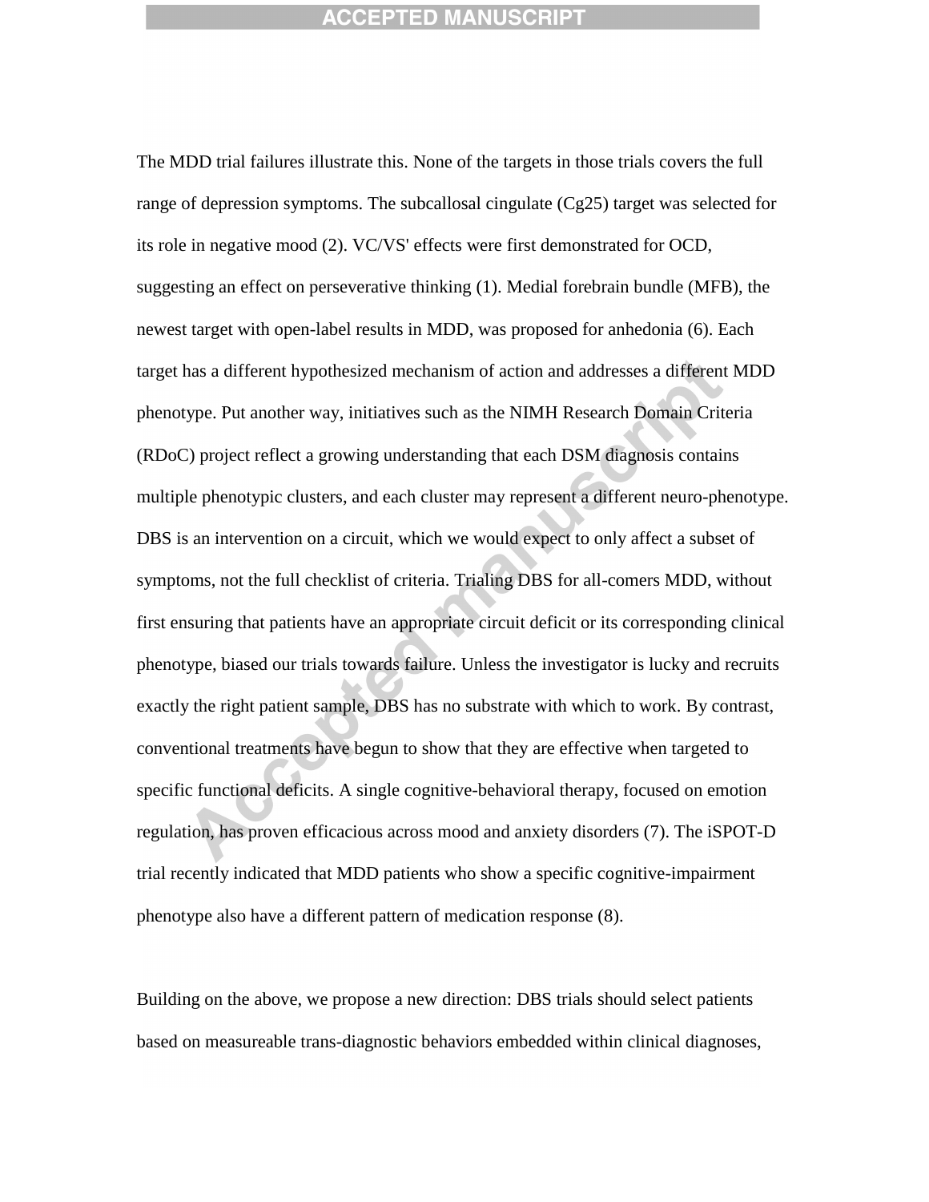The MDD trial failures illustrate this. None of the targets in those trials covers the full range of depression symptoms. The subcallosal cingulate (Cg25) target was selected for its role in negative mood (2). VC/VS' effects were first demonstrated for OCD, suggesting an effect on perseverative thinking (1). Medial forebrain bundle (MFB), the newest target with open-label results in MDD, was proposed for anhedonia (6). Each target has a different hypothesized mechanism of action and addresses a different MDD phenotype. Put another way, initiatives such as the NIMH Research Domain Criteria (RDoC) project reflect a growing understanding that each DSM diagnosis contains multiple phenotypic clusters, and each cluster may represent a different neuro-phenotype. DBS is an intervention on a circuit, which we would expect to only affect a subset of symptoms, not the full checklist of criteria. Trialing DBS for all-comers MDD, without first ensuring that patients have an appropriate circuit deficit or its corresponding clinical phenotype, biased our trials towards failure. Unless the investigator is lucky and recruits exactly the right patient sample, DBS has no substrate with which to work. By contrast, conventional treatments have begun to show that they are effective when targeted to specific functional deficits. A single cognitive-behavioral therapy, focused on emotion regulation, has proven efficacious across mood and anxiety disorders (7). The iSPOT-D trial recently indicated that MDD patients who show a specific cognitive-impairment phenotype also have a different pattern of medication response (8).

Building on the above, we propose a new direction: DBS trials should select patients based on measureable trans-diagnostic behaviors embedded within clinical diagnoses,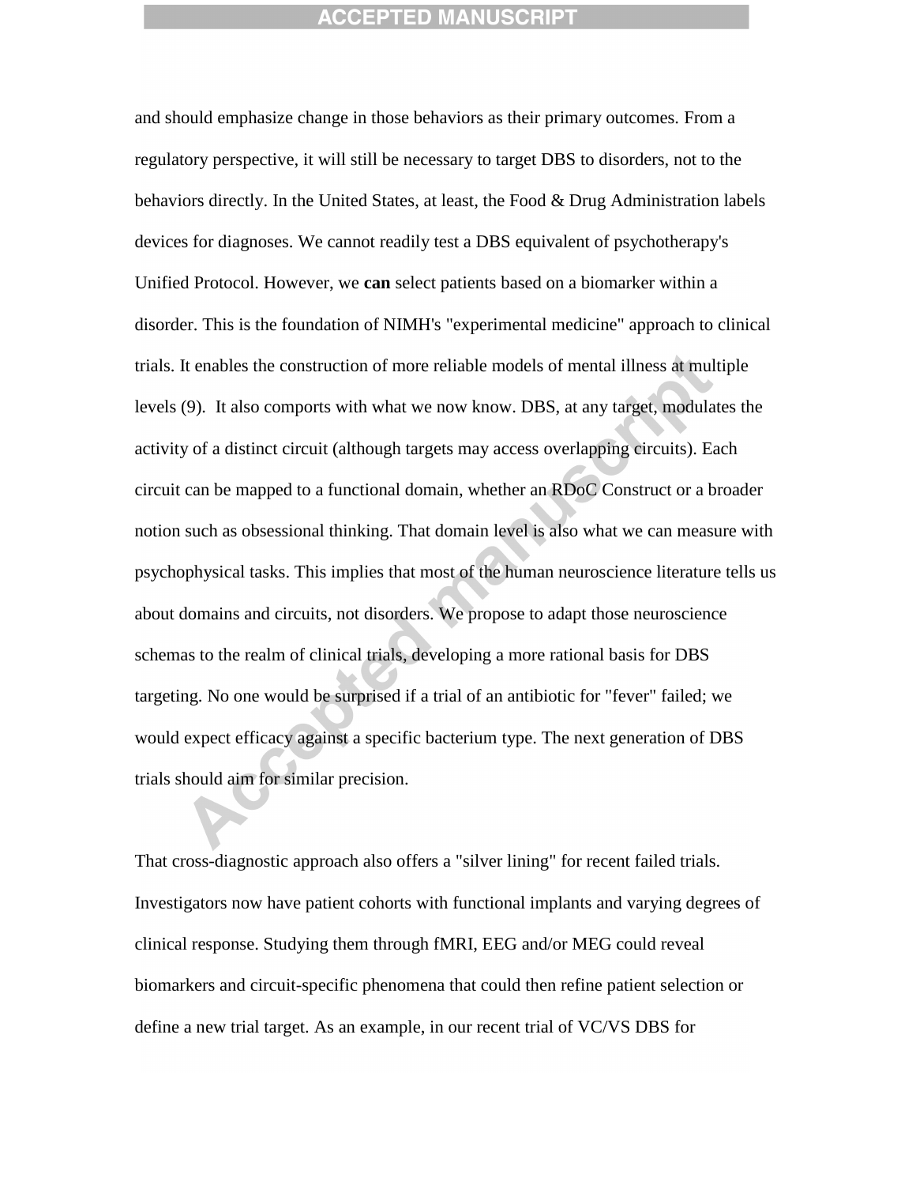and should emphasize change in those behaviors as their primary outcomes. From a regulatory perspective, it will still be necessary to target DBS to disorders, not to the behaviors directly. In the United States, at least, the Food & Drug Administration labels devices for diagnoses. We cannot readily test a DBS equivalent of psychotherapy's Unified Protocol. However, we **can** select patients based on a biomarker within a disorder. This is the foundation of NIMH's "experimental medicine" approach to clinical trials. It enables the construction of more reliable models of mental illness at multiple levels (9). It also comports with what we now know. DBS, at any target, modulates the activity of a distinct circuit (although targets may access overlapping circuits). Each circuit can be mapped to a functional domain, whether an RDoC Construct or a broader notion such as obsessional thinking. That domain level is also what we can measure with psychophysical tasks. This implies that most of the human neuroscience literature tells us about domains and circuits, not disorders. We propose to adapt those neuroscience schemas to the realm of clinical trials, developing a more rational basis for DBS targeting. No one would be surprised if a trial of an antibiotic for "fever" failed; we would expect efficacy against a specific bacterium type. The next generation of DBS trials should aim for similar precision.

That cross-diagnostic approach also offers a "silver lining" for recent failed trials. Investigators now have patient cohorts with functional implants and varying degrees of clinical response. Studying them through fMRI, EEG and/or MEG could reveal biomarkers and circuit-specific phenomena that could then refine patient selection or define a new trial target. As an example, in our recent trial of VC/VS DBS for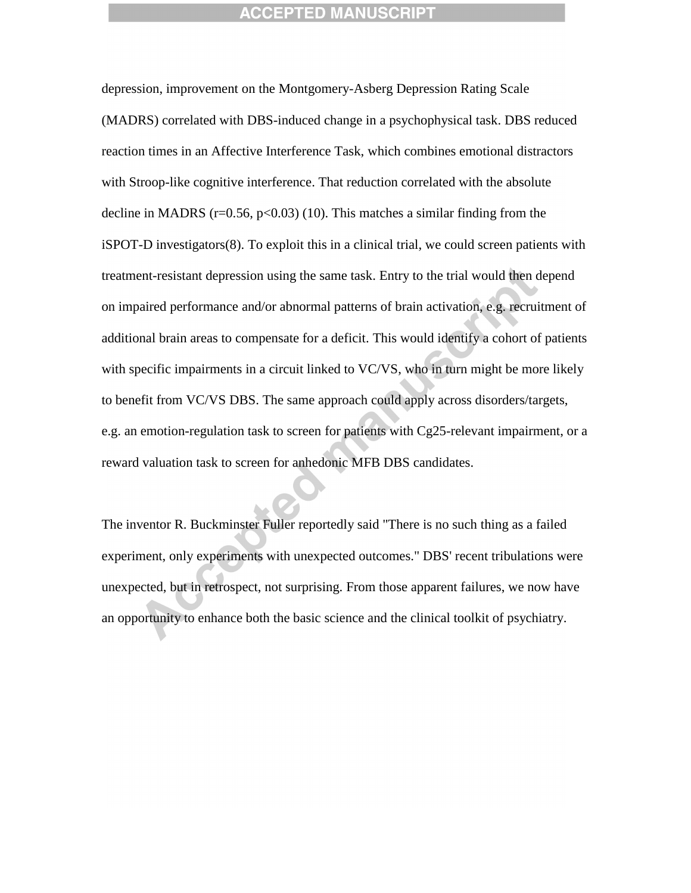depression, improvement on the Montgomery-Asberg Depression Rating Scale (MADRS) correlated with DBS-induced change in a psychophysical task. DBS reduced reaction times in an Affective Interference Task, which combines emotional distractors with Stroop-like cognitive interference. That reduction correlated with the absolute decline in MADRS ($r=0.56$, $p<0.03$) (10). This matches a similar finding from the iSPOT-D investigators(8). To exploit this in a clinical trial, we could screen patients with treatment-resistant depression using the same task. Entry to the trial would then depend on impaired performance and/or abnormal patterns of brain activation, e.g. recruitment of additional brain areas to compensate for a deficit. This would identify a cohort of patients with specific impairments in a circuit linked to VC/VS, who in turn might be more likely to benefit from VC/VS DBS. The same approach could apply across disorders/targets, e.g. an emotion-regulation task to screen for patients with Cg25-relevant impairment, or a reward valuation task to screen for anhedonic MFB DBS candidates.

The inventor R. Buckminster Fuller reportedly said "There is no such thing as a failed experiment, only experiments with unexpected outcomes." DBS' recent tribulations were unexpected, but in retrospect, not surprising. From those apparent failures, we now have an opportunity to enhance both the basic science and the clinical toolkit of psychiatry.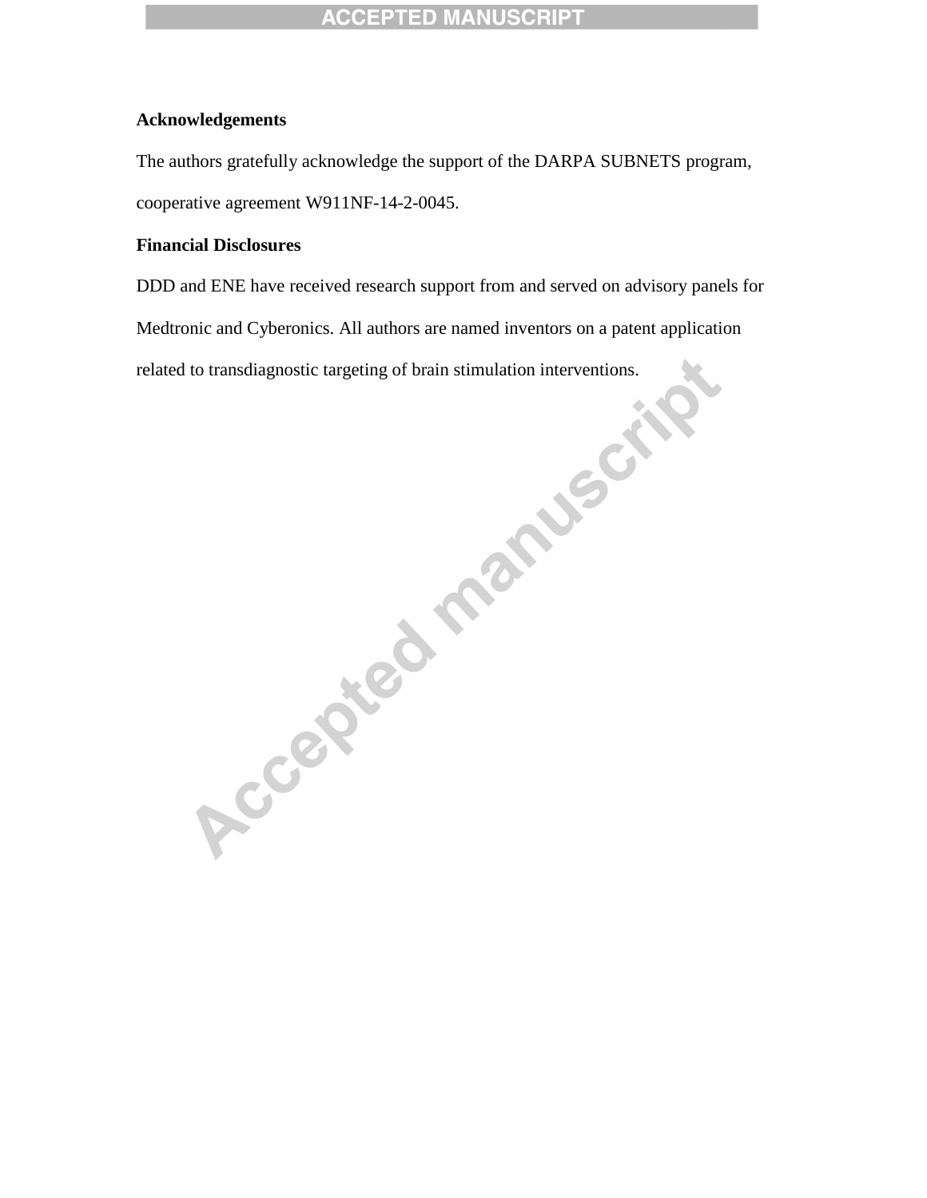**Acknowledgements**

The authors gratefully acknowledge the support of the DARPA SUBNETS program, cooperative agreement W911NF-14-2-0045.

**Financial Disclosures**

DDD and ENE have received research support from and served on advisory panels for Medtronic and Cyberonics. All authors are named inventors on a patent application related to transdiagnostic targeting of brain stimulation interventions.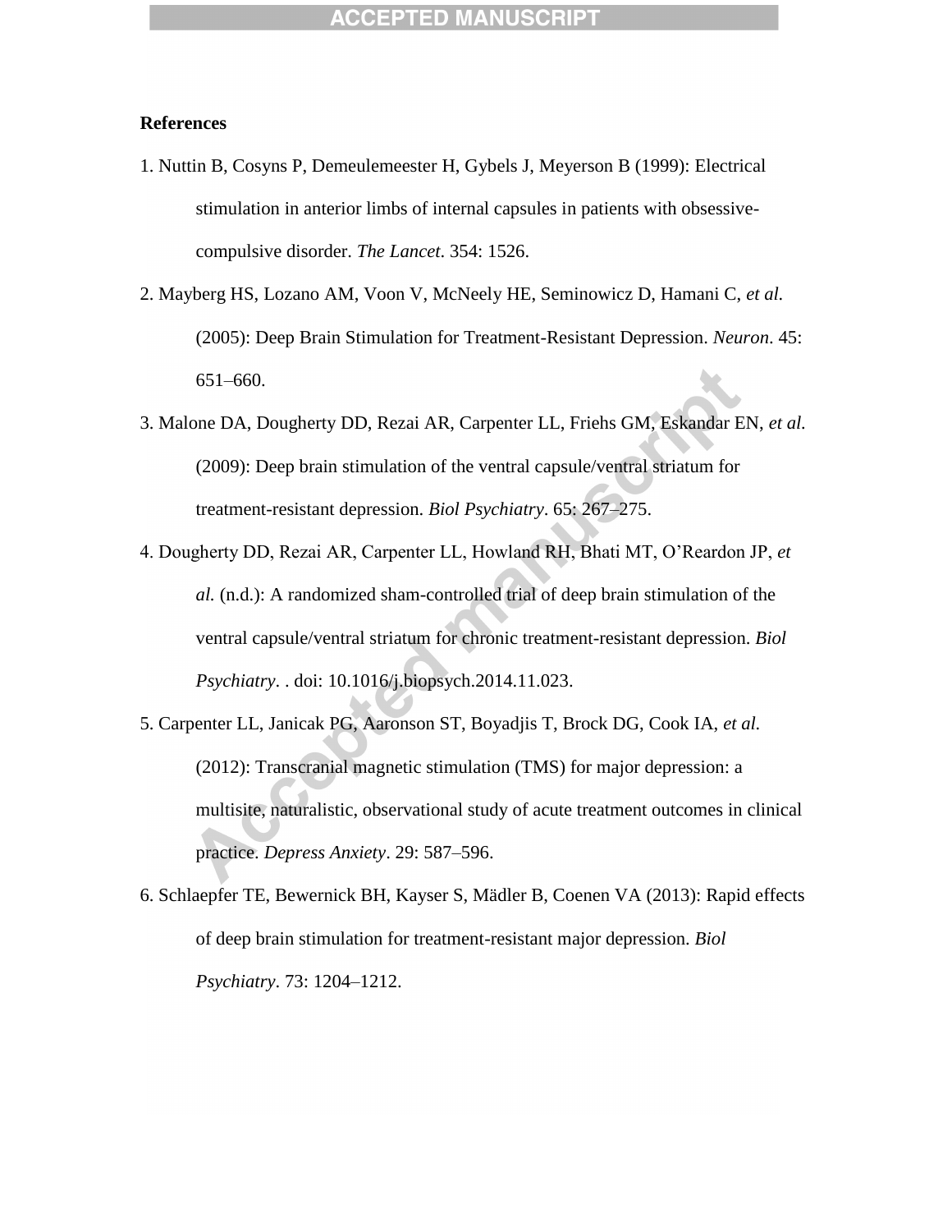## References

1. Nuttin B, Cosyns P, Demeulemeester H, Gybels J, Meyerson B (1999): Electrical stimulation in anterior limbs of internal capsules in patients with obsessive-compulsive disorder. *The Lancet*. 354: 1526.
2. Mayberg HS, Lozano AM, Voon V, McNeely HE, Seminowicz D, Hamani C, *et al.* (2005): Deep Brain Stimulation for Treatment-Resistant Depression. *Neuron*. 45: 651–660.
3. Malone DA, Dougherty DD, Rezai AR, Carpenter LL, Friehs GM, Eskandar EN, *et al.* (2009): Deep brain stimulation of the ventral capsule/ventral striatum for treatment-resistant depression. *Biol Psychiatry*. 65: 267–275.
4. Dougherty DD, Rezai AR, Carpenter LL, Howland RH, Bhati MT, O'Reardon JP, *et al.* (n.d.): A randomized sham-controlled trial of deep brain stimulation of the ventral capsule/ventral striatum for chronic treatment-resistant depression. *Biol Psychiatry*. . doi: 10.1016/j.biopsych.2014.11.023.
5. Carpenter LL, Janicak PG, Aaronson ST, Boyadjis T, Brock DG, Cook IA, *et al.* (2012): Transcranial magnetic stimulation (TMS) for major depression: a multisite, naturalistic, observational study of acute treatment outcomes in clinical practice. *Depress Anxiety*. 29: 587–596.
6. Schlaepfer TE, Bewernick BH, Kayser S, Mädler B, Coenen VA (2013): Rapid effects of deep brain stimulation for treatment-resistant major depression. *Biol Psychiatry*. 73: 1204–1212.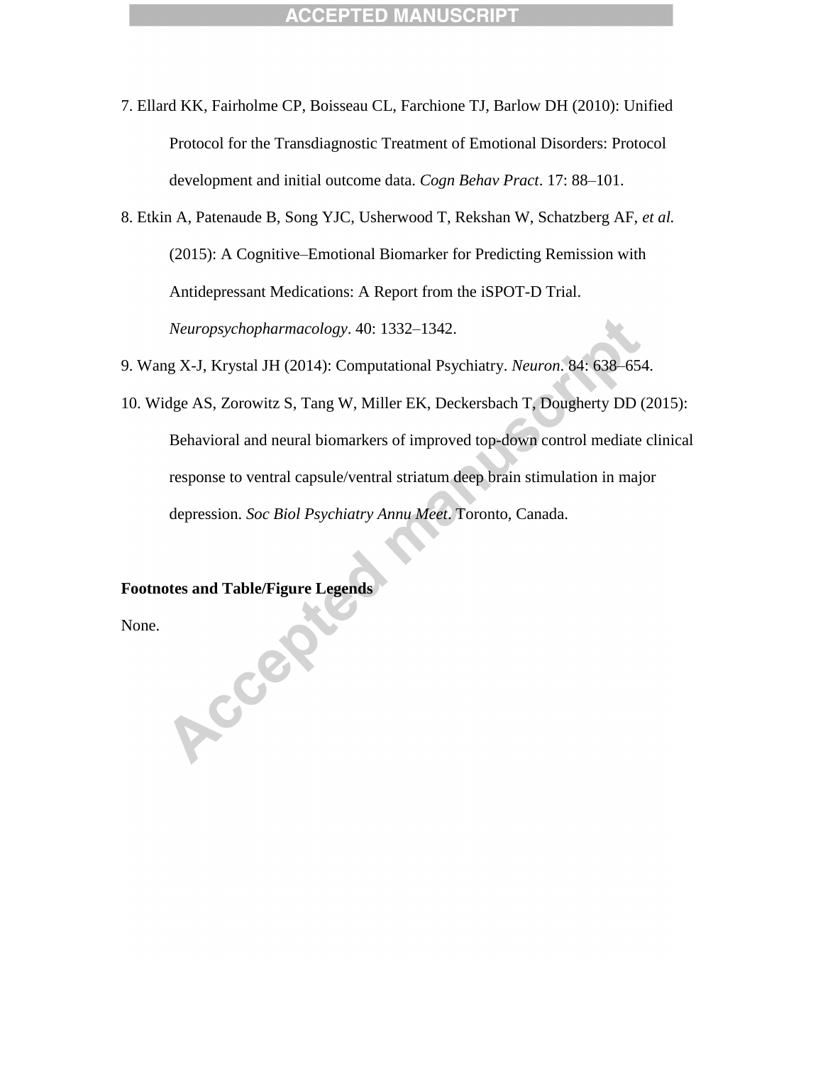7. Ellard KK, Fairholme CP, Boisseau CL, Farchione TJ, Barlow DH (2010): Unified Protocol for the Transdiagnostic Treatment of Emotional Disorders: Protocol development and initial outcome data. *Cogn Behav Pract*. 17: 88–101.

8. Etkin A, Patenaude B, Song YJC, Usherwood T, Rekshan W, Schatzberg AF, *et al.* (2015): A Cognitive–Emotional Biomarker for Predicting Remission with Antidepressant Medications: A Report from the iSPOT-D Trial. *Neuropsychopharmacology*. 40: 1332–1342.

9. Wang X-J, Krystal JH (2014): Computational Psychiatry. *Neuron*. 84: 638–654.

10. Widge AS, Zorowitz S, Tang W, Miller EK, Deckersbach T, Dougherty DD (2015): Behavioral and neural biomarkers of improved top-down control mediate clinical response to ventral capsule/ventral striatum deep brain stimulation in major depression. *Soc Biol Psychiatry Annu Meet*. Toronto, Canada.

**Footnotes and Table/Figure Legends**

None.